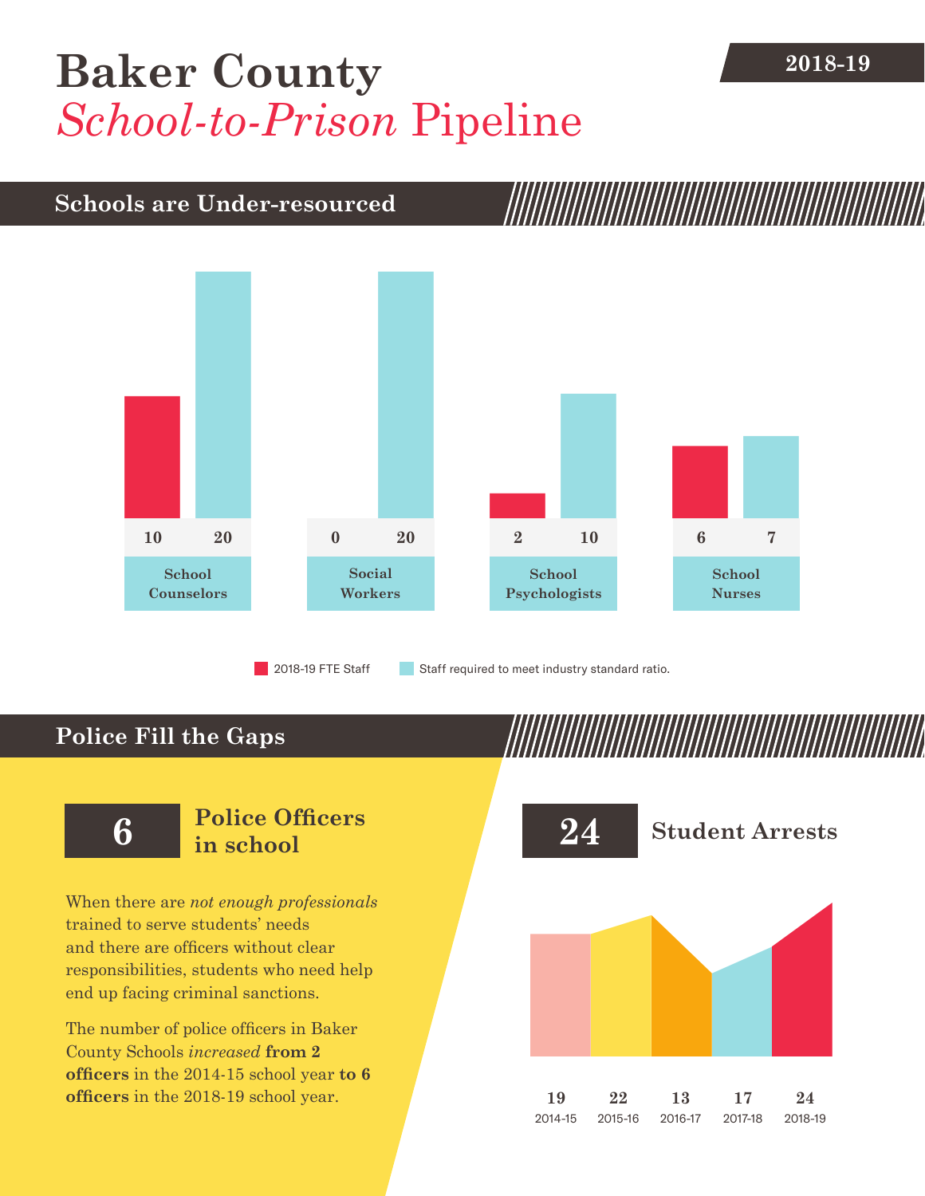# Baker County *School-to-Prison* Pipeline

**2018-19**

## Schools are Under-resourced

| | 2018-19 FTE Staff | Staff required to meet industry standard ratio. |
|---|---|---|
| School Counselors | 10 | 20 |
| Social Workers | 0 | 20 |
| School Psychologists | 2 | 10 |
| School Nurses | 6 | 7 |

## Police Fill the Gaps

**6** **Police Officers in school**

When there are *not enough professionals* trained to serve students' needs and there are officers without clear responsibilities, students who need help end up facing criminal sanctions.

The number of police officers in Baker County Schools *increased* **from 2 officers** in the 2014-15 school year **to 6 officers** in the 2018-19 school year.

**24** **Student Arrests**

| 2014-15 | 2015-16 | 2016-17 | 2017-18 | 2018-19 |
|---|---|---|---|---|
| 19 | 22 | 13 | 17 | 24 |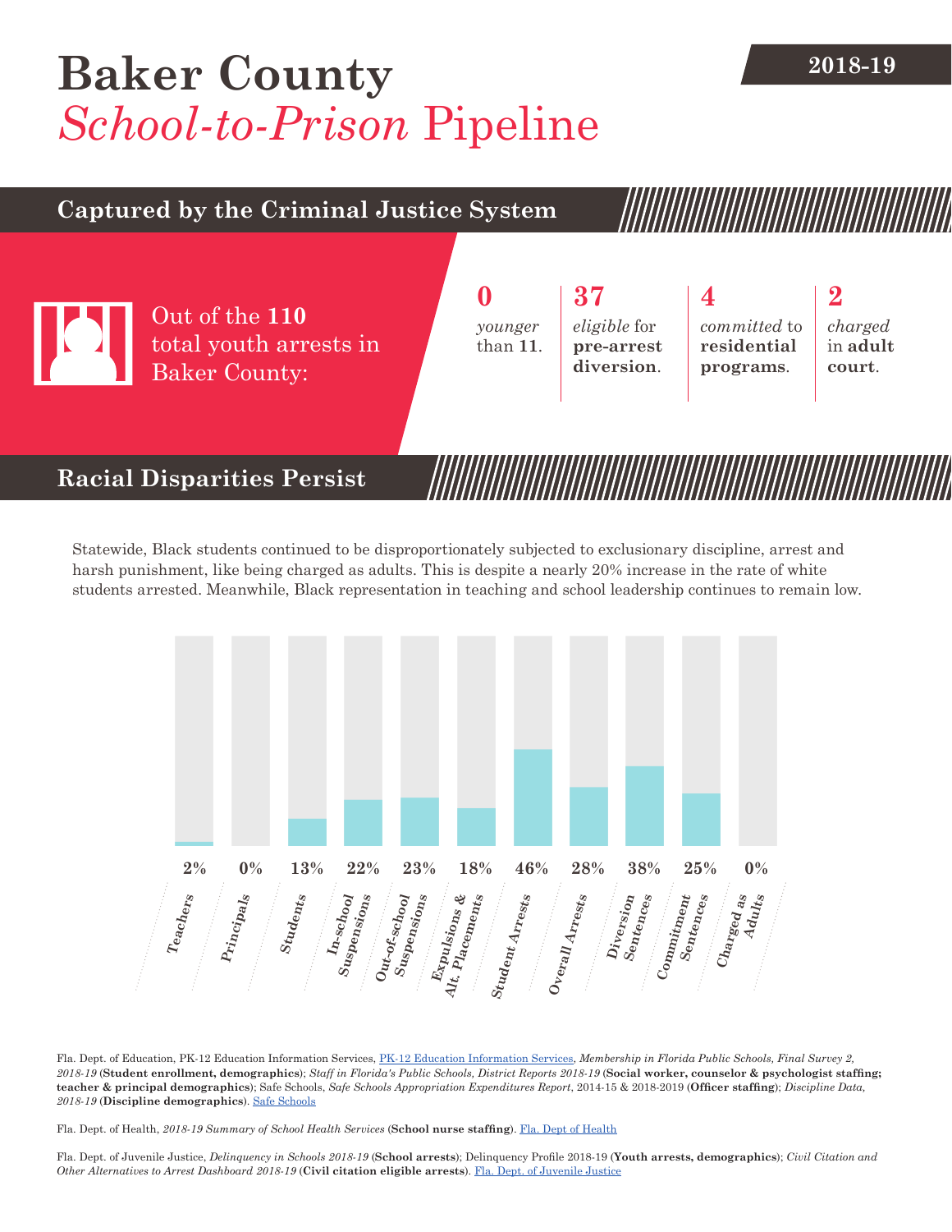# Baker County *School-to-Prison* Pipeline

2018-19

## Captured by the Criminal Justice System

Out of the **110** total youth arrests in Baker County:

**0** *younger* than **11**.

**37** *eligible* for **pre-arrest diversion**.

**4** *committed* to **residential programs**.

**2** *charged* in **adult court**.

## Racial Disparities Persist

Statewide, Black students continued to be disproportionately subjected to exclusionary discipline, arrest and harsh punishment, like being charged as adults. This is despite a nearly 20% increase in the rate of white students arrested. Meanwhile, Black representation in teaching and school leadership continues to remain low.

2% Teachers
0% Principals
13% Students
22% In-school Suspensions
23% Out-of-school Suspensions
18% Expulsions & Alt. Placements
46% Student Arrests
28% Overall Arrests
38% Diversion Sentences
25% Commitment Sentences
0% Charged as Adults

Fla. Dept. of Education, PK-12 Education Information Services, PK-12 Education Information Services, *Membership in Florida Public Schools, Final Survey 2, 2018-19* (**Student enrollment, demographics**); *Staff in Florida's Public Schools, District Reports 2018-19* (**Social worker, counselor & psychologist staffing; teacher & principal demographics**); Safe Schools, *Safe Schools Appropriation Expenditures Report*, 2014-15 & 2018-2019 (**Officer staffing**); *Discipline Data, 2018-19* (**Discipline demographics**). Safe Schools

Fla. Dept. of Health, *2018-19 Summary of School Health Services* (**School nurse staffing**). Fla. Dept of Health

Fla. Dept. of Juvenile Justice, *Delinquency in Schools 2018-19* (**School arrests**); Delinquency Profile 2018-19 (**Youth arrests, demographics**); *Civil Citation and Other Alternatives to Arrest Dashboard 2018-19* (**Civil citation eligible arrests**). Fla. Dept. of Juvenile Justice